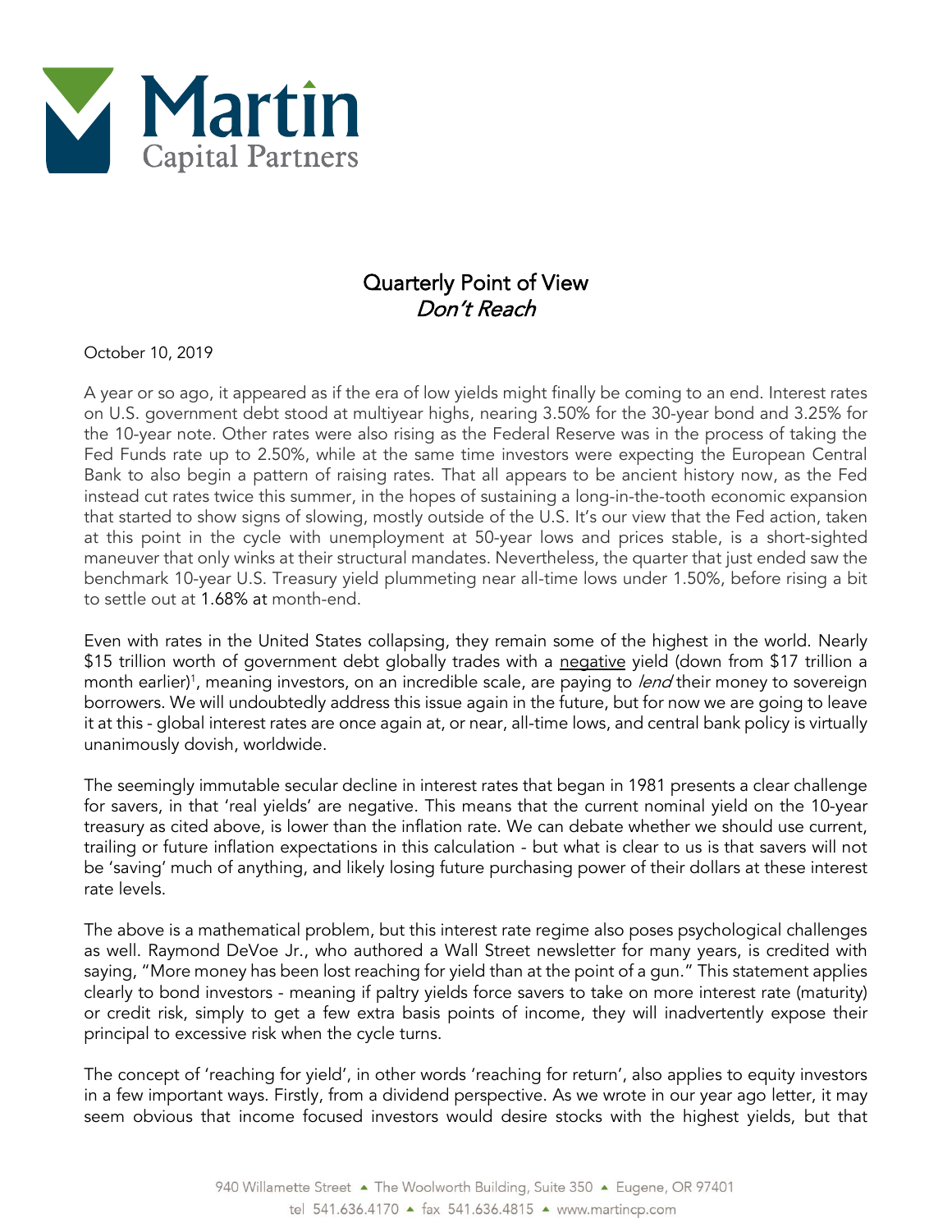# Quarterly Point of View
## *Don't Reach*

October 10, 2019

A year or so ago, it appeared as if the era of low yields might finally be coming to an end. Interest rates on U.S. government debt stood at multiyear highs, nearing 3.50% for the 30-year bond and 3.25% for the 10-year note. Other rates were also rising as the Federal Reserve was in the process of taking the Fed Funds rate up to 2.50%, while at the same time investors were expecting the European Central Bank to also begin a pattern of raising rates. That all appears to be ancient history now, as the Fed instead cut rates twice this summer, in the hopes of sustaining a long-in-the-tooth economic expansion that started to show signs of slowing, mostly outside of the U.S. It's our view that the Fed action, taken at this point in the cycle with unemployment at 50-year lows and prices stable, is a short-sighted maneuver that only winks at their structural mandates. Nevertheless, the quarter that just ended saw the benchmark 10-year U.S. Treasury yield plummeting near all-time lows under 1.50%, before rising a bit to settle out at 1.68% at month-end.

Even with rates in the United States collapsing, they remain some of the highest in the world. Nearly $15 trillion worth of government debt globally trades with a <u>negative</u> yield (down from $17 trillion a month earlier)[1], meaning investors, on an incredible scale, are paying to *lend* their money to sovereign borrowers. We will undoubtedly address this issue again in the future, but for now we are going to leave it at this - global interest rates are once again at, or near, all-time lows, and central bank policy is virtually unanimously dovish, worldwide.

The seemingly immutable secular decline in interest rates that began in 1981 presents a clear challenge for savers, in that 'real yields' are negative. This means that the current nominal yield on the 10-year treasury as cited above, is lower than the inflation rate. We can debate whether we should use current, trailing or future inflation expectations in this calculation - but what is clear to us is that savers will not be 'saving' much of anything, and likely losing future purchasing power of their dollars at these interest rate levels.

The above is a mathematical problem, but this interest rate regime also poses psychological challenges as well. Raymond DeVoe Jr., who authored a Wall Street newsletter for many years, is credited with saying, "More money has been lost reaching for yield than at the point of a gun." This statement applies clearly to bond investors - meaning if paltry yields force savers to take on more interest rate (maturity) or credit risk, simply to get a few extra basis points of income, they will inadvertently expose their principal to excessive risk when the cycle turns.

The concept of 'reaching for yield', in other words 'reaching for return', also applies to equity investors in a few important ways. Firstly, from a dividend perspective. As we wrote in our year ago letter, it may seem obvious that income focused investors would desire stocks with the highest yields, but that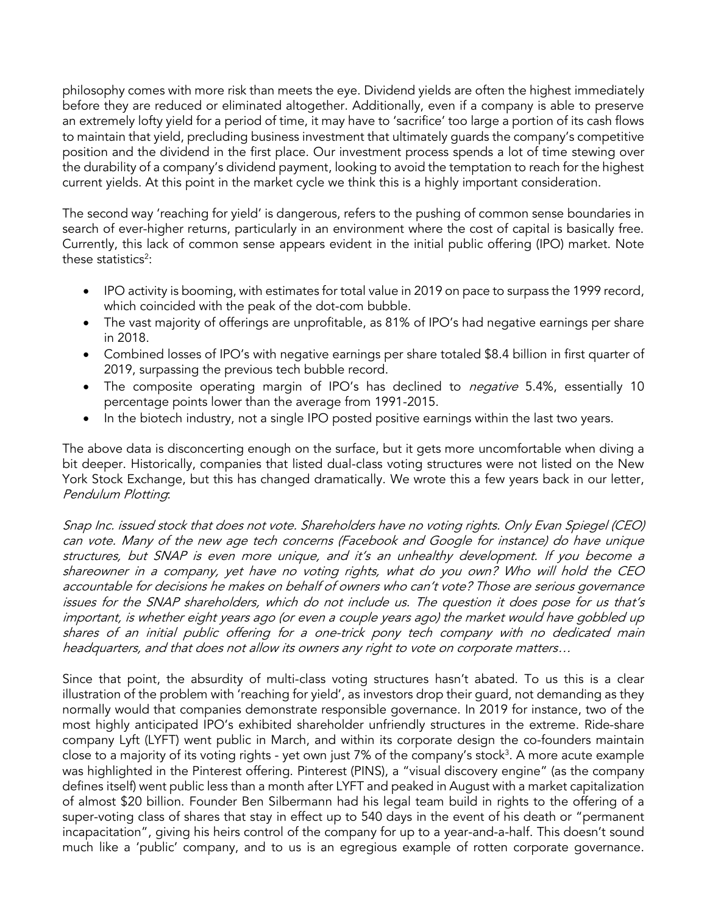philosophy comes with more risk than meets the eye. Dividend yields are often the highest immediately before they are reduced or eliminated altogether. Additionally, even if a company is able to preserve an extremely lofty yield for a period of time, it may have to 'sacrifice' too large a portion of its cash flows to maintain that yield, precluding business investment that ultimately guards the company's competitive position and the dividend in the first place. Our investment process spends a lot of time stewing over the durability of a company's dividend payment, looking to avoid the temptation to reach for the highest current yields. At this point in the market cycle we think this is a highly important consideration.

The second way 'reaching for yield' is dangerous, refers to the pushing of common sense boundaries in search of ever-higher returns, particularly in an environment where the cost of capital is basically free. Currently, this lack of common sense appears evident in the initial public offering (IPO) market. Note these statistics[2]:

- IPO activity is booming, with estimates for total value in 2019 on pace to surpass the 1999 record, which coincided with the peak of the dot-com bubble.
- The vast majority of offerings are unprofitable, as 81% of IPO's had negative earnings per share in 2018.
- Combined losses of IPO's with negative earnings per share totaled $8.4 billion in first quarter of 2019, surpassing the previous tech bubble record.
- The composite operating margin of IPO's has declined to *negative* 5.4%, essentially 10 percentage points lower than the average from 1991-2015.
- In the biotech industry, not a single IPO posted positive earnings within the last two years.

The above data is disconcerting enough on the surface, but it gets more uncomfortable when diving a bit deeper. Historically, companies that listed dual-class voting structures were not listed on the New York Stock Exchange, but this has changed dramatically. We wrote this a few years back in our letter, *Pendulum Plotting*:

*Snap Inc. issued stock that does not vote. Shareholders have no voting rights. Only Evan Spiegel (CEO) can vote. Many of the new age tech concerns (Facebook and Google for instance) do have unique structures, but SNAP is even more unique, and it's an unhealthy development. If you become a shareowner in a company, yet have no voting rights, what do you own? Who will hold the CEO accountable for decisions he makes on behalf of owners who can't vote? Those are serious governance issues for the SNAP shareholders, which do not include us. The question it does pose for us that's important, is whether eight years ago (or even a couple years ago) the market would have gobbled up shares of an initial public offering for a one-trick pony tech company with no dedicated main headquarters, and that does not allow its owners any right to vote on corporate matters…*

Since that point, the absurdity of multi-class voting structures hasn't abated. To us this is a clear illustration of the problem with 'reaching for yield', as investors drop their guard, not demanding as they normally would that companies demonstrate responsible governance. In 2019 for instance, two of the most highly anticipated IPO's exhibited shareholder unfriendly structures in the extreme. Ride-share company Lyft (LYFT) went public in March, and within its corporate design the co-founders maintain close to a majority of its voting rights - yet own just 7% of the company's stock[3]. A more acute example was highlighted in the Pinterest offering. Pinterest (PINS), a "visual discovery engine" (as the company defines itself) went public less than a month after LYFT and peaked in August with a market capitalization of almost $20 billion. Founder Ben Silbermann had his legal team build in rights to the offering of a super-voting class of shares that stay in effect up to 540 days in the event of his death or "permanent incapacitation", giving his heirs control of the company for up to a year-and-a-half. This doesn't sound much like a 'public' company, and to us is an egregious example of rotten corporate governance.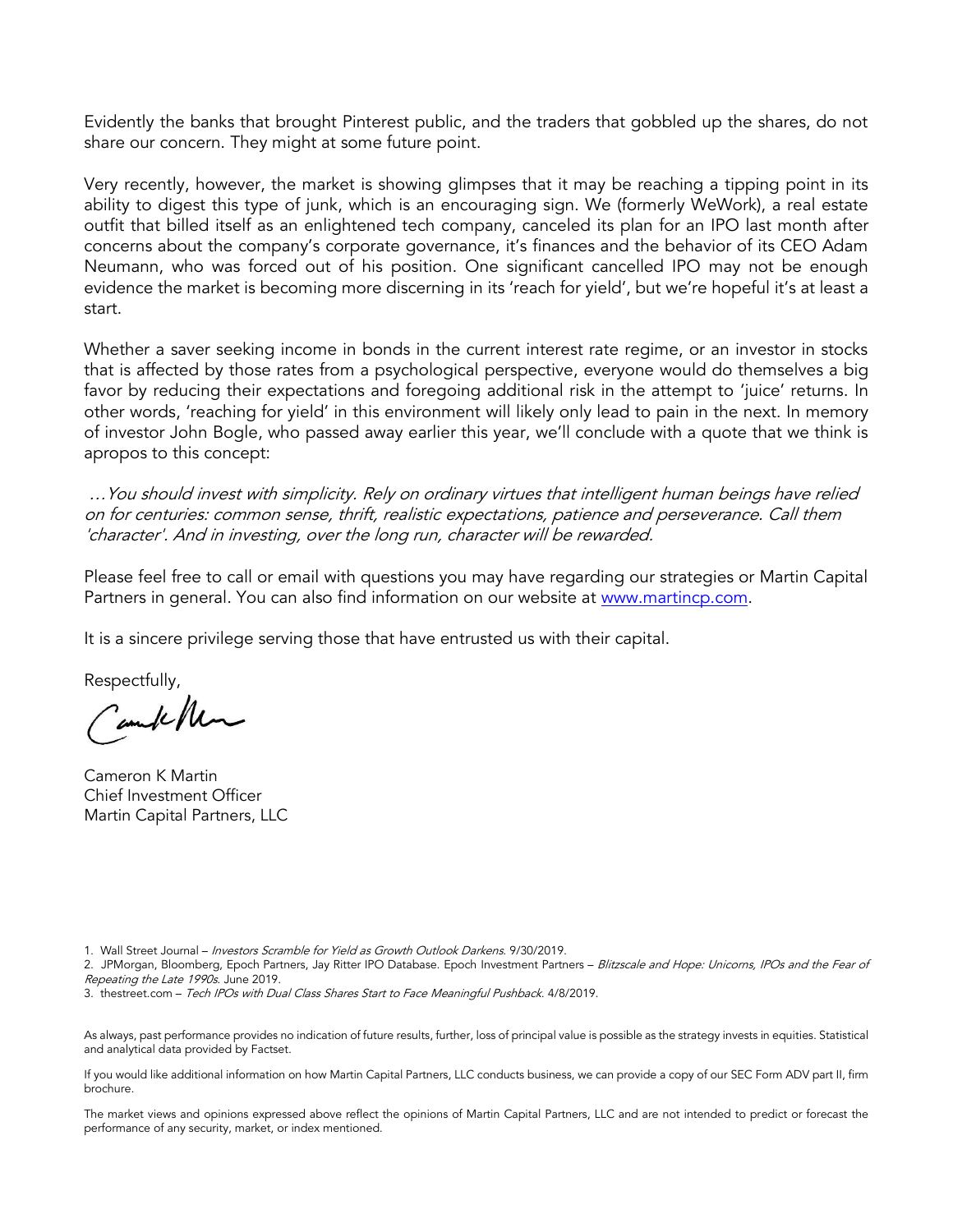Evidently the banks that brought Pinterest public, and the traders that gobbled up the shares, do not share our concern. They might at some future point.

Very recently, however, the market is showing glimpses that it may be reaching a tipping point in its ability to digest this type of junk, which is an encouraging sign. We (formerly WeWork), a real estate outfit that billed itself as an enlightened tech company, canceled its plan for an IPO last month after concerns about the company's corporate governance, it's finances and the behavior of its CEO Adam Neumann, who was forced out of his position. One significant cancelled IPO may not be enough evidence the market is becoming more discerning in its 'reach for yield', but we're hopeful it's at least a start.

Whether a saver seeking income in bonds in the current interest rate regime, or an investor in stocks that is affected by those rates from a psychological perspective, everyone would do themselves a big favor by reducing their expectations and foregoing additional risk in the attempt to 'juice' returns. In other words, 'reaching for yield' in this environment will likely only lead to pain in the next. In memory of investor John Bogle, who passed away earlier this year, we'll conclude with a quote that we think is apropos to this concept:

*…You should invest with simplicity. Rely on ordinary virtues that intelligent human beings have relied on for centuries: common sense, thrift, realistic expectations, patience and perseverance. Call them 'character'. And in investing, over the long run, character will be rewarded.*

Please feel free to call or email with questions you may have regarding our strategies or Martin Capital Partners in general. You can also find information on our website at www.martincp.com.

It is a sincere privilege serving those that have entrusted us with their capital.

Respectfully,

Cameron K Martin
Chief Investment Officer
Martin Capital Partners, LLC

1. Wall Street Journal – *Investors Scramble for Yield as Growth Outlook Darkens*. 9/30/2019.
2. JPMorgan, Bloomberg, Epoch Partners, Jay Ritter IPO Database. Epoch Investment Partners – *Blitzscale and Hope: Unicorns, IPOs and the Fear of Repeating the Late 1990s*. June 2019.
3. thestreet.com – *Tech IPOs with Dual Class Shares Start to Face Meaningful Pushback*. 4/8/2019.

As always, past performance provides no indication of future results, further, loss of principal value is possible as the strategy invests in equities. Statistical and analytical data provided by Factset.

If you would like additional information on how Martin Capital Partners, LLC conducts business, we can provide a copy of our SEC Form ADV part II, firm brochure.

The market views and opinions expressed above reflect the opinions of Martin Capital Partners, LLC and are not intended to predict or forecast the performance of any security, market, or index mentioned.